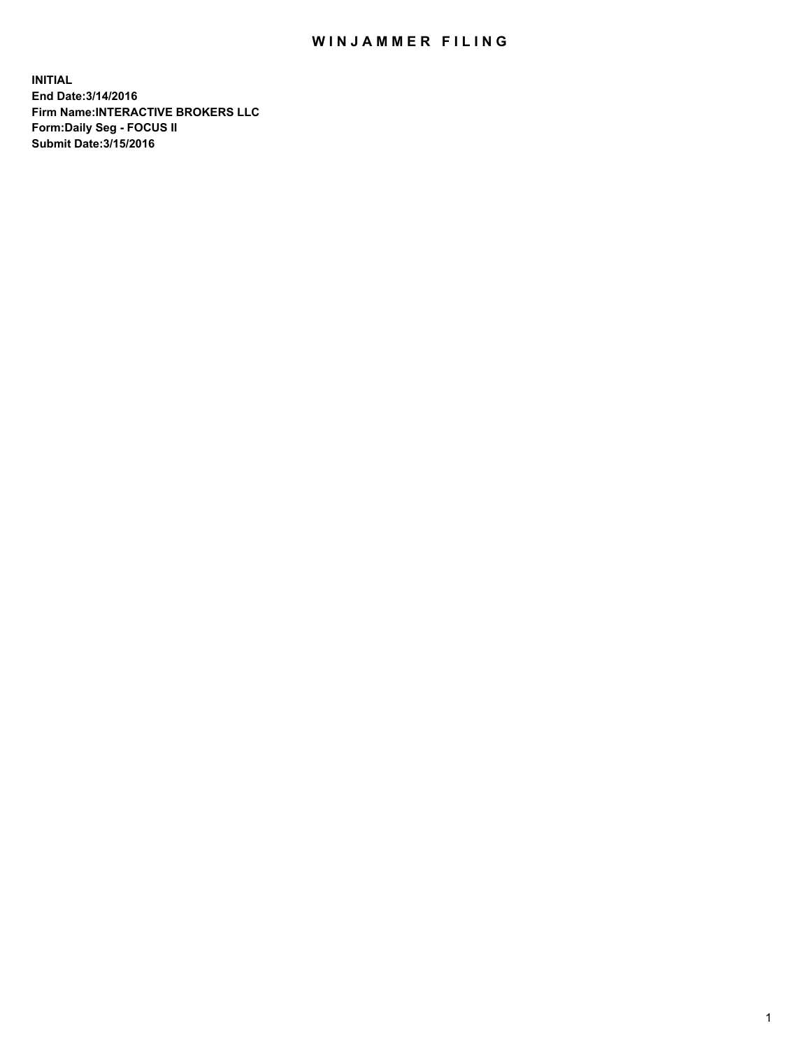# WINJAMMER FILING

**INITIAL**
**End Date:3/14/2016**
**Firm Name:INTERACTIVE BROKERS LLC**
**Form:Daily Seg - FOCUS II**
**Submit Date:3/15/2016**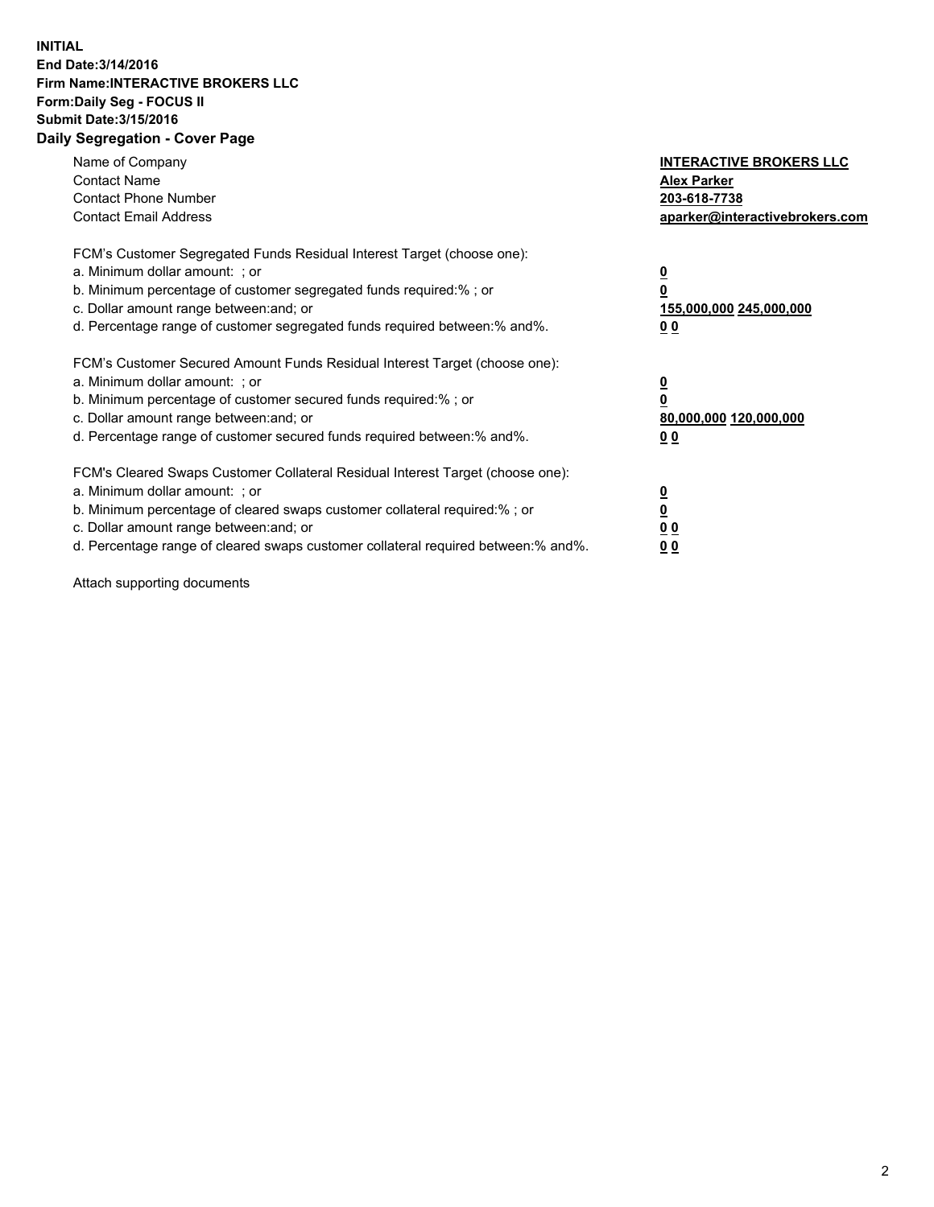**INITIAL**
**End Date:3/14/2016**
**Firm Name:INTERACTIVE BROKERS LLC**
**Form:Daily Seg - FOCUS II**
**Submit Date:3/15/2016**
**Daily Segregation - Cover Page**

| | |
|---|---|
| Name of Company | **INTERACTIVE BROKERS LLC** |
| Contact Name | **Alex Parker** |
| Contact Phone Number | **203-618-7738** |
| Contact Email Address | **aparker@interactivebrokers.com** |

FCM's Customer Segregated Funds Residual Interest Target (choose one):

| | |
|---|---|
| a. Minimum dollar amount: ; or | **0** |
| b. Minimum percentage of customer segregated funds required:% ; or | **0** |
| c. Dollar amount range between:and; or | **155,000,000 245,000,000** |
| d. Percentage range of customer segregated funds required between:% and%. | **0 0** |

FCM's Customer Secured Amount Funds Residual Interest Target (choose one):

| | |
|---|---|
| a. Minimum dollar amount: ; or | **0** |
| b. Minimum percentage of customer secured funds required:% ; or | **0** |
| c. Dollar amount range between:and; or | **80,000,000 120,000,000** |
| d. Percentage range of customer secured funds required between:% and%. | **0 0** |

FCM's Cleared Swaps Customer Collateral Residual Interest Target (choose one):

| | |
|---|---|
| a. Minimum dollar amount: ; or | **0** |
| b. Minimum percentage of cleared swaps customer collateral required:% ; or | **0** |
| c. Dollar amount range between:and; or | **0 0** |
| d. Percentage range of cleared swaps customer collateral required between:% and%. | **0 0** |

Attach supporting documents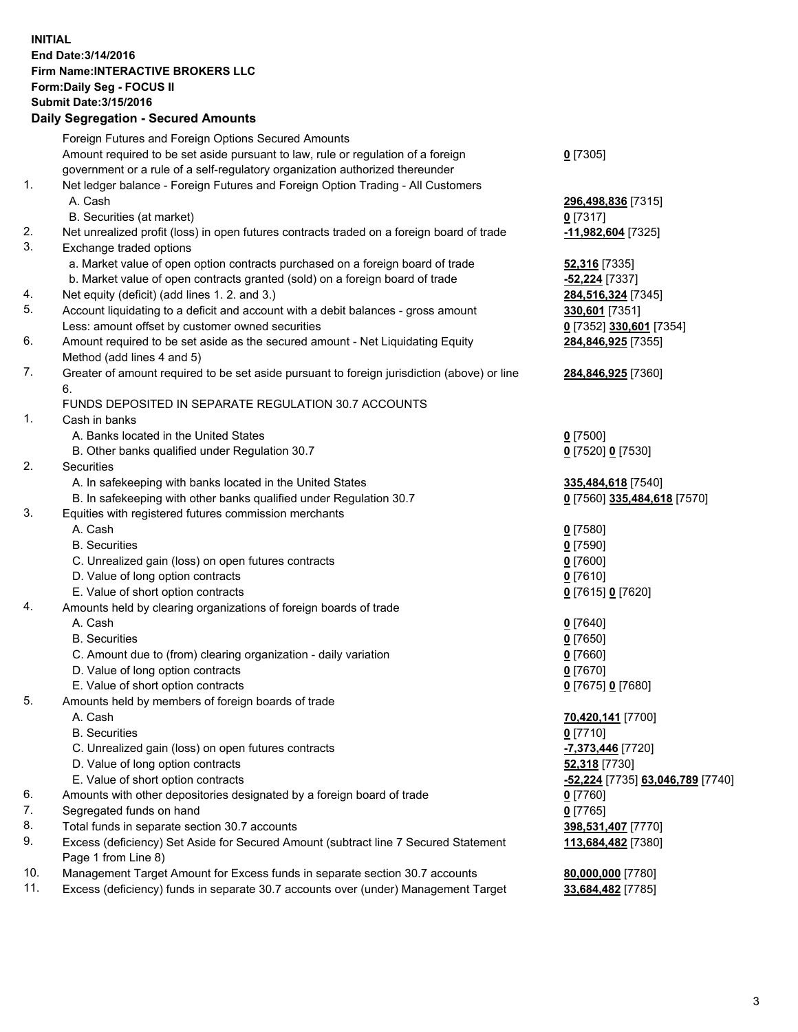**INITIAL**
**End Date:3/14/2016**
**Firm Name:INTERACTIVE BROKERS LLC**
**Form:Daily Seg - FOCUS II**
**Submit Date:3/15/2016**

**Daily Segregation - Secured Amounts**

| | | |
|---|---|---|
| | Foreign Futures and Foreign Options Secured Amounts | |
| | Amount required to be set aside pursuant to law, rule or regulation of a foreign government or a rule of a self-regulatory organization authorized thereunder | **0** [7305] |
| 1. | Net ledger balance - Foreign Futures and Foreign Option Trading - All Customers | |
| | A. Cash | **296,498,836** [7315] |
| | B. Securities (at market) | **0** [7317] |
| 2. | Net unrealized profit (loss) in open futures contracts traded on a foreign board of trade | **-11,982,604** [7325] |
| 3. | Exchange traded options | |
| | a. Market value of open option contracts purchased on a foreign board of trade | **52,316** [7335] |
| | b. Market value of open contracts granted (sold) on a foreign board of trade | **-52,224** [7337] |
| 4. | Net equity (deficit) (add lines 1. 2. and 3.) | **284,516,324** [7345] |
| 5. | Account liquidating to a deficit and account with a debit balances - gross amount | **330,601** [7351] |
| | Less: amount offset by customer owned securities | **0** [7352] **330,601** [7354] |
| 6. | Amount required to be set aside as the secured amount - Net Liquidating Equity Method (add lines 4 and 5) | **284,846,925** [7355] |
| 7. | Greater of amount required to be set aside pursuant to foreign jurisdiction (above) or line 6. | **284,846,925** [7360] |
| | FUNDS DEPOSITED IN SEPARATE REGULATION 30.7 ACCOUNTS | |
| 1. | Cash in banks | |
| | A. Banks located in the United States | **0** [7500] |
| | B. Other banks qualified under Regulation 30.7 | **0** [7520] **0** [7530] |
| 2. | Securities | |
| | A. In safekeeping with banks located in the United States | **335,484,618** [7540] |
| | B. In safekeeping with other banks qualified under Regulation 30.7 | **0** [7560] **335,484,618** [7570] |
| 3. | Equities with registered futures commission merchants | |
| | A. Cash | **0** [7580] |
| | B. Securities | **0** [7590] |
| | C. Unrealized gain (loss) on open futures contracts | **0** [7600] |
| | D. Value of long option contracts | **0** [7610] |
| | E. Value of short option contracts | **0** [7615] **0** [7620] |
| 4. | Amounts held by clearing organizations of foreign boards of trade | |
| | A. Cash | **0** [7640] |
| | B. Securities | **0** [7650] |
| | C. Amount due to (from) clearing organization - daily variation | **0** [7660] |
| | D. Value of long option contracts | **0** [7670] |
| | E. Value of short option contracts | **0** [7675] **0** [7680] |
| 5. | Amounts held by members of foreign boards of trade | |
| | A. Cash | **70,420,141** [7700] |
| | B. Securities | **0** [7710] |
| | C. Unrealized gain (loss) on open futures contracts | **-7,373,446** [7720] |
| | D. Value of long option contracts | **52,318** [7730] |
| | E. Value of short option contracts | **-52,224** [7735] **63,046,789** [7740] |
| 6. | Amounts with other depositories designated by a foreign board of trade | **0** [7760] |
| 7. | Segregated funds on hand | **0** [7765] |
| 8. | Total funds in separate section 30.7 accounts | **398,531,407** [7770] |
| 9. | Excess (deficiency) Set Aside for Secured Amount (subtract line 7 Secured Statement Page 1 from Line 8) | **113,684,482** [7380] |
| 10. | Management Target Amount for Excess funds in separate section 30.7 accounts | **80,000,000** [7780] |
| 11. | Excess (deficiency) funds in separate 30.7 accounts over (under) Management Target | **33,684,482** [7785] |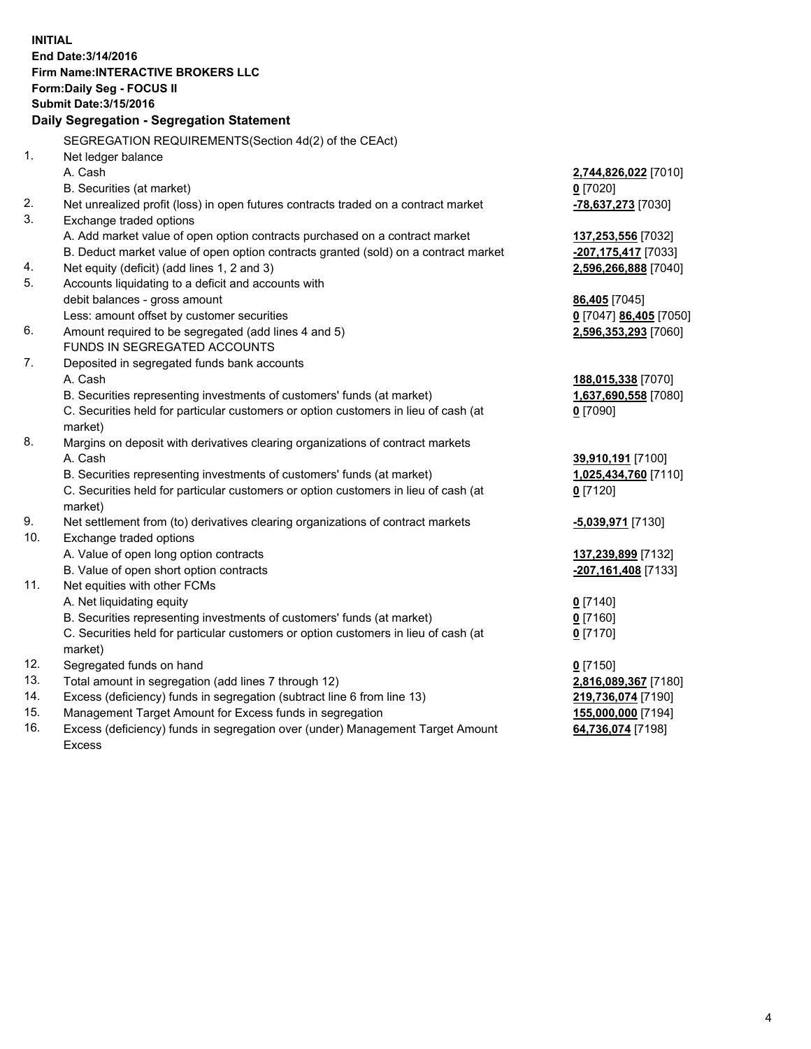**INITIAL**
**End Date:3/14/2016**
**Firm Name:INTERACTIVE BROKERS LLC**
**Form:Daily Seg - FOCUS II**
**Submit Date:3/15/2016**

## Daily Segregation - Segregation Statement

SEGREGATION REQUIREMENTS(Section 4d(2) of the CEAct)

| | | |
|---|---|---|
| 1. | Net ledger balance | |
| | A. Cash | **2,744,826,022** [7010] |
| | B. Securities (at market) | **0** [7020] |
| 2. | Net unrealized profit (loss) in open futures contracts traded on a contract market | **-78,637,273** [7030] |
| 3. | Exchange traded options | |
| | A. Add market value of open option contracts purchased on a contract market | **137,253,556** [7032] |
| | B. Deduct market value of open option contracts granted (sold) on a contract market | **-207,175,417** [7033] |
| 4. | Net equity (deficit) (add lines 1, 2 and 3) | **2,596,266,888** [7040] |
| 5. | Accounts liquidating to a deficit and accounts with debit balances - gross amount | **86,405** [7045] |
| | Less: amount offset by customer securities | **0** [7047] **86,405** [7050] |
| 6. | Amount required to be segregated (add lines 4 and 5) | **2,596,353,293** [7060] |
| | FUNDS IN SEGREGATED ACCOUNTS | |
| 7. | Deposited in segregated funds bank accounts | |
| | A. Cash | **188,015,338** [7070] |
| | B. Securities representing investments of customers' funds (at market) | **1,637,690,558** [7080] |
| | C. Securities held for particular customers or option customers in lieu of cash (at market) | **0** [7090] |
| 8. | Margins on deposit with derivatives clearing organizations of contract markets | |
| | A. Cash | **39,910,191** [7100] |
| | B. Securities representing investments of customers' funds (at market) | **1,025,434,760** [7110] |
| | C. Securities held for particular customers or option customers in lieu of cash (at market) | **0** [7120] |
| 9. | Net settlement from (to) derivatives clearing organizations of contract markets | **-5,039,971** [7130] |
| 10. | Exchange traded options | |
| | A. Value of open long option contracts | **137,239,899** [7132] |
| | B. Value of open short option contracts | **-207,161,408** [7133] |
| 11. | Net equities with other FCMs | |
| | A. Net liquidating equity | **0** [7140] |
| | B. Securities representing investments of customers' funds (at market) | **0** [7160] |
| | C. Securities held for particular customers or option customers in lieu of cash (at market) | **0** [7170] |
| 12. | Segregated funds on hand | **0** [7150] |
| 13. | Total amount in segregation (add lines 7 through 12) | **2,816,089,367** [7180] |
| 14. | Excess (deficiency) funds in segregation (subtract line 6 from line 13) | **219,736,074** [7190] |
| 15. | Management Target Amount for Excess funds in segregation | **155,000,000** [7194] |
| 16. | Excess (deficiency) funds in segregation over (under) Management Target Amount Excess | **64,736,074** [7198] |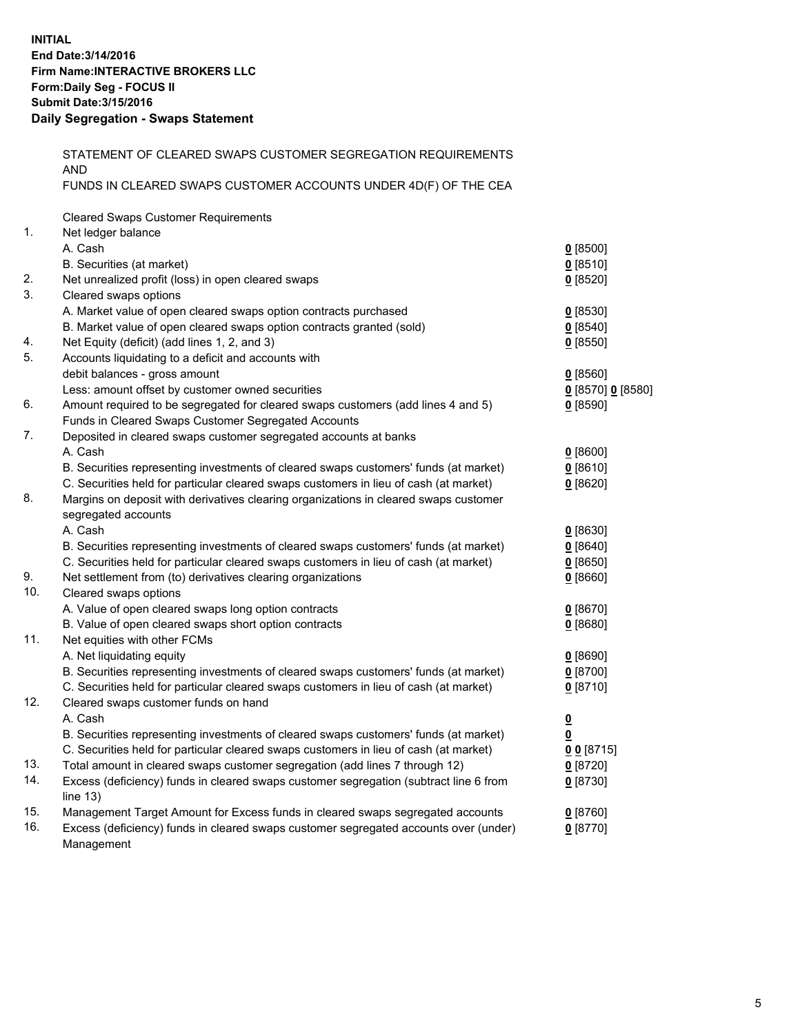**INITIAL**
**End Date:3/14/2016**
**Firm Name:INTERACTIVE BROKERS LLC**
**Form:Daily Seg - FOCUS II**
**Submit Date:3/15/2016**
**Daily Segregation - Swaps Statement**

STATEMENT OF CLEARED SWAPS CUSTOMER SEGREGATION REQUIREMENTS
AND
FUNDS IN CLEARED SWAPS CUSTOMER ACCOUNTS UNDER 4D(F) OF THE CEA

| | | |
|---|---|---|
| | Cleared Swaps Customer Requirements | |
| 1. | Net ledger balance | |
| | A. Cash | 0 [8500] |
| | B. Securities (at market) | 0 [8510] |
| 2. | Net unrealized profit (loss) in open cleared swaps | 0 [8520] |
| 3. | Cleared swaps options | |
| | A. Market value of open cleared swaps option contracts purchased | 0 [8530] |
| | B. Market value of open cleared swaps option contracts granted (sold) | 0 [8540] |
| 4. | Net Equity (deficit) (add lines 1, 2, and 3) | 0 [8550] |
| 5. | Accounts liquidating to a deficit and accounts with | |
| | debit balances - gross amount | 0 [8560] |
| | Less: amount offset by customer owned securities | 0 [8570] 0 [8580] |
| 6. | Amount required to be segregated for cleared swaps customers (add lines 4 and 5) | 0 [8590] |
| | Funds in Cleared Swaps Customer Segregated Accounts | |
| 7. | Deposited in cleared swaps customer segregated accounts at banks | |
| | A. Cash | 0 [8600] |
| | B. Securities representing investments of cleared swaps customers' funds (at market) | 0 [8610] |
| | C. Securities held for particular cleared swaps customers in lieu of cash (at market) | 0 [8620] |
| 8. | Margins on deposit with derivatives clearing organizations in cleared swaps customer segregated accounts | |
| | A. Cash | 0 [8630] |
| | B. Securities representing investments of cleared swaps customers' funds (at market) | 0 [8640] |
| | C. Securities held for particular cleared swaps customers in lieu of cash (at market) | 0 [8650] |
| 9. | Net settlement from (to) derivatives clearing organizations | 0 [8660] |
| 10. | Cleared swaps options | |
| | A. Value of open cleared swaps long option contracts | 0 [8670] |
| | B. Value of open cleared swaps short option contracts | 0 [8680] |
| 11. | Net equities with other FCMs | |
| | A. Net liquidating equity | 0 [8690] |
| | B. Securities representing investments of cleared swaps customers' funds (at market) | 0 [8700] |
| | C. Securities held for particular cleared swaps customers in lieu of cash (at market) | 0 [8710] |
| 12. | Cleared swaps customer funds on hand | |
| | A. Cash | 0 |
| | B. Securities representing investments of cleared swaps customers' funds (at market) | 0 |
| | C. Securities held for particular cleared swaps customers in lieu of cash (at market) | 0 0 [8715] |
| 13. | Total amount in cleared swaps customer segregation (add lines 7 through 12) | 0 [8720] |
| 14. | Excess (deficiency) funds in cleared swaps customer segregation (subtract line 6 from line 13) | 0 [8730] |
| 15. | Management Target Amount for Excess funds in cleared swaps segregated accounts | 0 [8760] |
| 16. | Excess (deficiency) funds in cleared swaps customer segregated accounts over (under) Management | 0 [8770] |